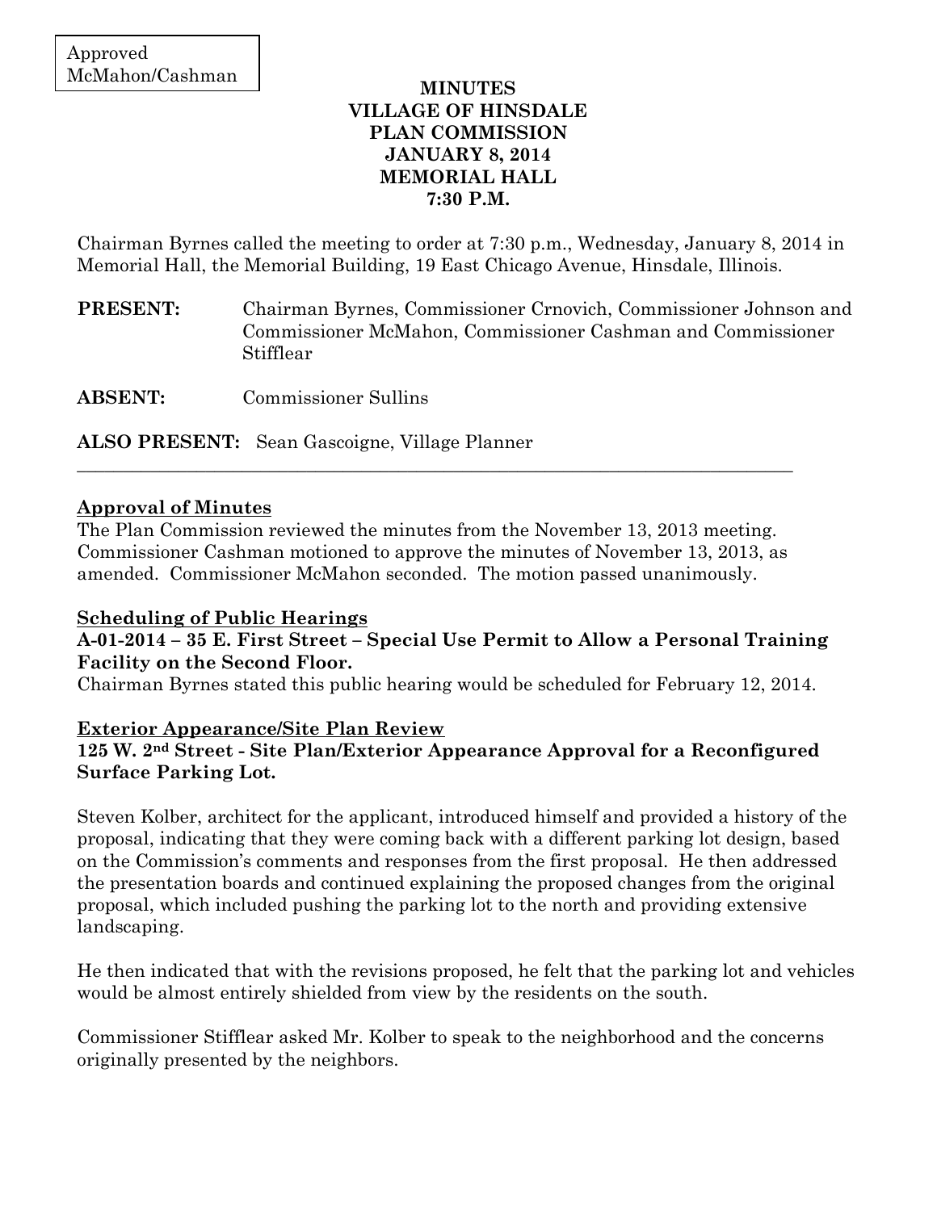Approved McMahon/Cashman

# MINUTES
# VILLAGE OF HINSDALE
# PLAN COMMISSION
# JANUARY 8, 2014
# MEMORIAL HALL
# 7:30 P.M.

Chairman Byrnes called the meeting to order at 7:30 p.m., Wednesday, January 8, 2014 in Memorial Hall, the Memorial Building, 19 East Chicago Avenue, Hinsdale, Illinois.

**PRESENT:** Chairman Byrnes, Commissioner Crnovich, Commissioner Johnson and Commissioner McMahon, Commissioner Cashman and Commissioner Stifflear

**ABSENT:** Commissioner Sullins

**ALSO PRESENT:** Sean Gascoigne, Village Planner

---

## Approval of Minutes

The Plan Commission reviewed the minutes from the November 13, 2013 meeting. Commissioner Cashman motioned to approve the minutes of November 13, 2013, as amended. Commissioner McMahon seconded. The motion passed unanimously.

## Scheduling of Public Hearings

**A-01-2014 – 35 E. First Street – Special Use Permit to Allow a Personal Training Facility on the Second Floor.**

Chairman Byrnes stated this public hearing would be scheduled for February 12, 2014.

## Exterior Appearance/Site Plan Review

**125 W. 2nd Street - Site Plan/Exterior Appearance Approval for a Reconfigured Surface Parking Lot.**

Steven Kolber, architect for the applicant, introduced himself and provided a history of the proposal, indicating that they were coming back with a different parking lot design, based on the Commission's comments and responses from the first proposal. He then addressed the presentation boards and continued explaining the proposed changes from the original proposal, which included pushing the parking lot to the north and providing extensive landscaping.

He then indicated that with the revisions proposed, he felt that the parking lot and vehicles would be almost entirely shielded from view by the residents on the south.

Commissioner Stifflear asked Mr. Kolber to speak to the neighborhood and the concerns originally presented by the neighbors.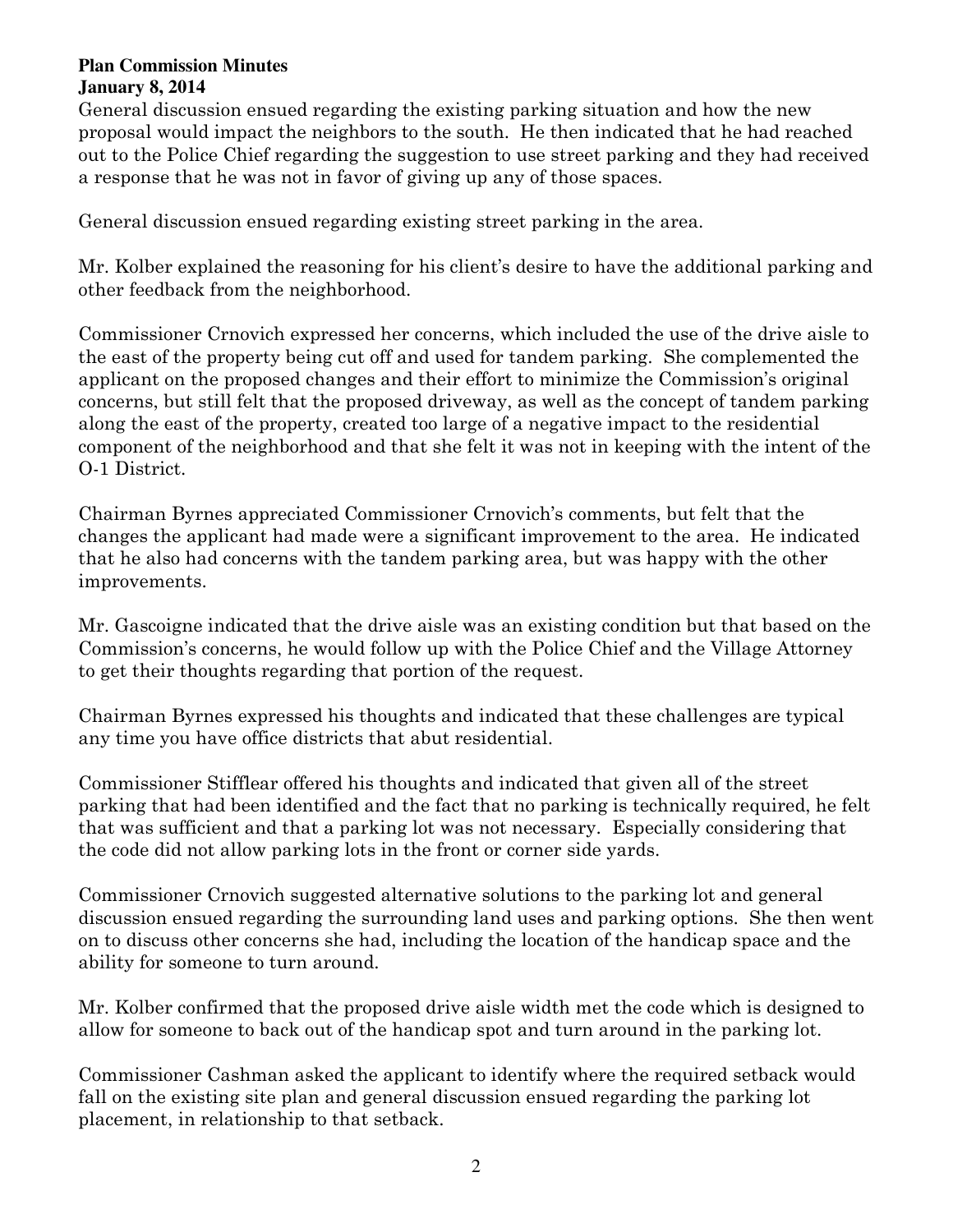**Plan Commission Minutes**
**January 8, 2014**

General discussion ensued regarding the existing parking situation and how the new proposal would impact the neighbors to the south. He then indicated that he had reached out to the Police Chief regarding the suggestion to use street parking and they had received a response that he was not in favor of giving up any of those spaces.

General discussion ensued regarding existing street parking in the area.

Mr. Kolber explained the reasoning for his client's desire to have the additional parking and other feedback from the neighborhood.

Commissioner Crnovich expressed her concerns, which included the use of the drive aisle to the east of the property being cut off and used for tandem parking. She complemented the applicant on the proposed changes and their effort to minimize the Commission's original concerns, but still felt that the proposed driveway, as well as the concept of tandem parking along the east of the property, created too large of a negative impact to the residential component of the neighborhood and that she felt it was not in keeping with the intent of the O-1 District.

Chairman Byrnes appreciated Commissioner Crnovich's comments, but felt that the changes the applicant had made were a significant improvement to the area. He indicated that he also had concerns with the tandem parking area, but was happy with the other improvements.

Mr. Gascoigne indicated that the drive aisle was an existing condition but that based on the Commission's concerns, he would follow up with the Police Chief and the Village Attorney to get their thoughts regarding that portion of the request.

Chairman Byrnes expressed his thoughts and indicated that these challenges are typical any time you have office districts that abut residential.

Commissioner Stifflear offered his thoughts and indicated that given all of the street parking that had been identified and the fact that no parking is technically required, he felt that was sufficient and that a parking lot was not necessary. Especially considering that the code did not allow parking lots in the front or corner side yards.

Commissioner Crnovich suggested alternative solutions to the parking lot and general discussion ensued regarding the surrounding land uses and parking options. She then went on to discuss other concerns she had, including the location of the handicap space and the ability for someone to turn around.

Mr. Kolber confirmed that the proposed drive aisle width met the code which is designed to allow for someone to back out of the handicap spot and turn around in the parking lot.

Commissioner Cashman asked the applicant to identify where the required setback would fall on the existing site plan and general discussion ensued regarding the parking lot placement, in relationship to that setback.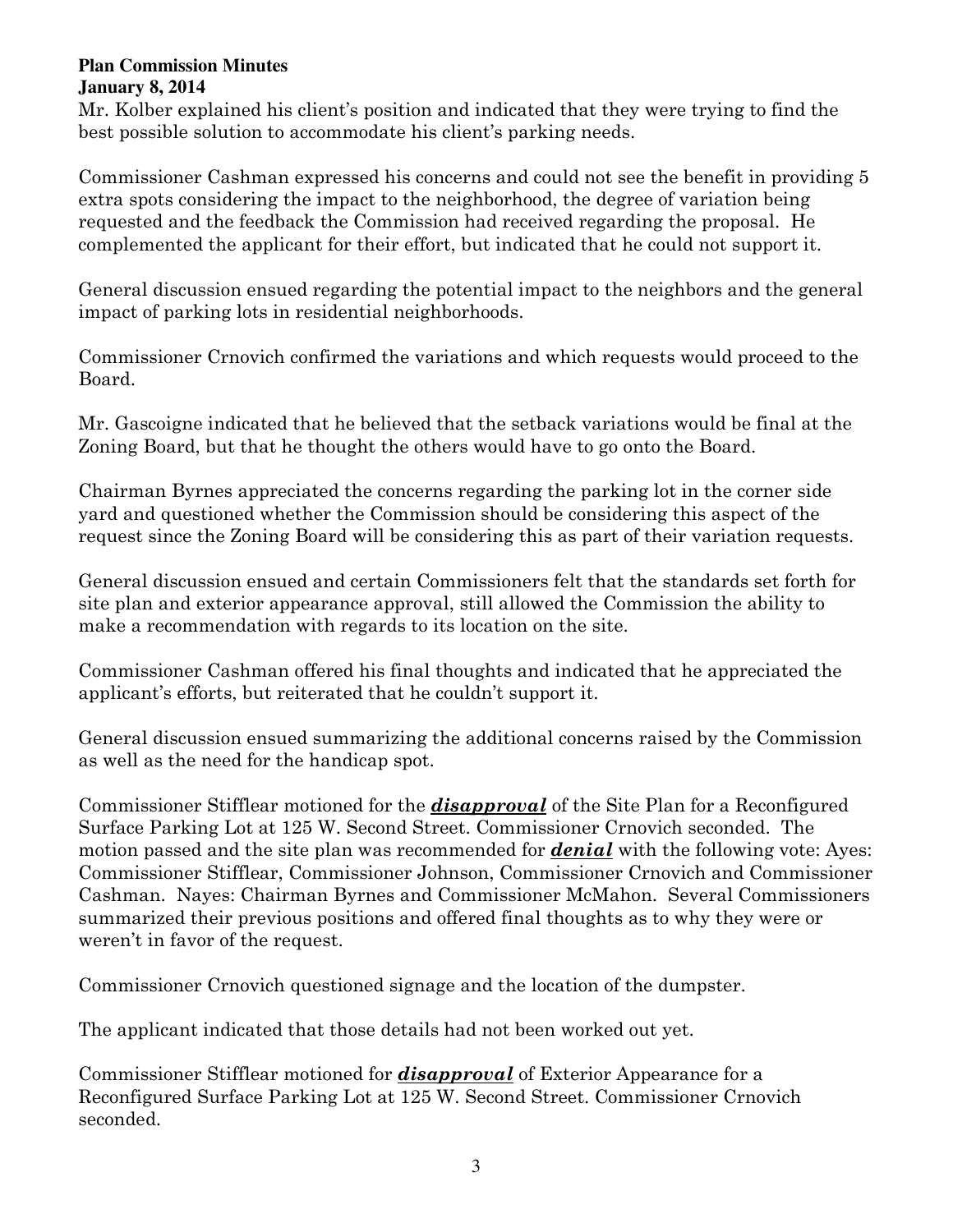Mr. Kolber explained his client's position and indicated that they were trying to find the best possible solution to accommodate his client's parking needs.

Commissioner Cashman expressed his concerns and could not see the benefit in providing 5 extra spots considering the impact to the neighborhood, the degree of variation being requested and the feedback the Commission had received regarding the proposal. He complemented the applicant for their effort, but indicated that he could not support it.

General discussion ensued regarding the potential impact to the neighbors and the general impact of parking lots in residential neighborhoods.

Commissioner Crnovich confirmed the variations and which requests would proceed to the Board.

Mr. Gascoigne indicated that he believed that the setback variations would be final at the Zoning Board, but that he thought the others would have to go onto the Board.

Chairman Byrnes appreciated the concerns regarding the parking lot in the corner side yard and questioned whether the Commission should be considering this aspect of the request since the Zoning Board will be considering this as part of their variation requests.

General discussion ensued and certain Commissioners felt that the standards set forth for site plan and exterior appearance approval, still allowed the Commission the ability to make a recommendation with regards to its location on the site.

Commissioner Cashman offered his final thoughts and indicated that he appreciated the applicant's efforts, but reiterated that he couldn't support it.

General discussion ensued summarizing the additional concerns raised by the Commission as well as the need for the handicap spot.

Commissioner Stifflear motioned for the ***disapproval*** of the Site Plan for a Reconfigured Surface Parking Lot at 125 W. Second Street. Commissioner Crnovich seconded. The motion passed and the site plan was recommended for ***denial*** with the following vote: Ayes: Commissioner Stifflear, Commissioner Johnson, Commissioner Crnovich and Commissioner Cashman. Nayes: Chairman Byrnes and Commissioner McMahon. Several Commissioners summarized their previous positions and offered final thoughts as to why they were or weren't in favor of the request.

Commissioner Crnovich questioned signage and the location of the dumpster.

The applicant indicated that those details had not been worked out yet.

Commissioner Stifflear motioned for ***disapproval*** of Exterior Appearance for a Reconfigured Surface Parking Lot at 125 W. Second Street. Commissioner Crnovich seconded.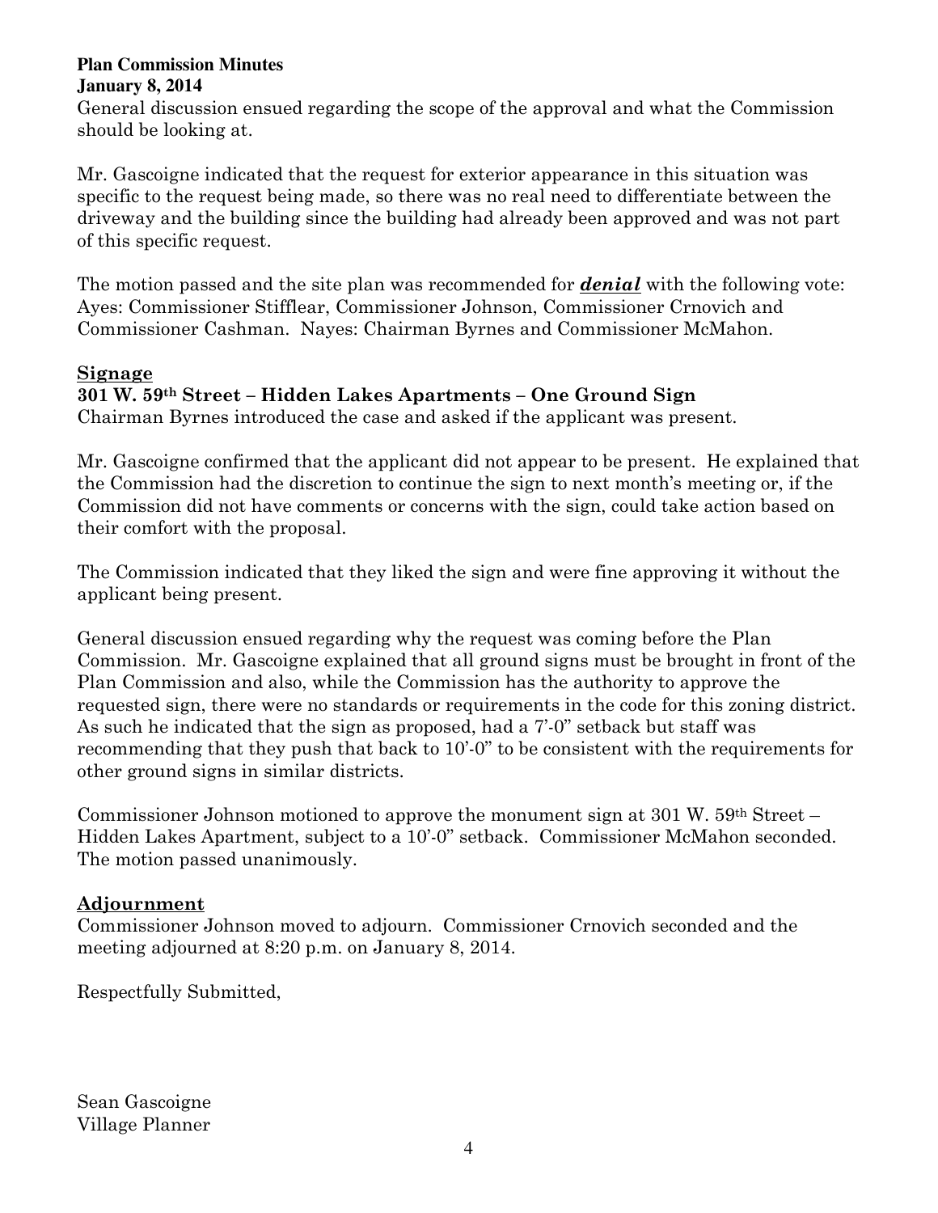General discussion ensued regarding the scope of the approval and what the Commission should be looking at.

Mr. Gascoigne indicated that the request for exterior appearance in this situation was specific to the request being made, so there was no real need to differentiate between the driveway and the building since the building had already been approved and was not part of this specific request.

The motion passed and the site plan was recommended for ***denial*** with the following vote: Ayes: Commissioner Stifflear, Commissioner Johnson, Commissioner Crnovich and Commissioner Cashman. Nayes: Chairman Byrnes and Commissioner McMahon.

## Signage

**301 W. 59th Street – Hidden Lakes Apartments – One Ground Sign**

Chairman Byrnes introduced the case and asked if the applicant was present.

Mr. Gascoigne confirmed that the applicant did not appear to be present. He explained that the Commission had the discretion to continue the sign to next month's meeting or, if the Commission did not have comments or concerns with the sign, could take action based on their comfort with the proposal.

The Commission indicated that they liked the sign and were fine approving it without the applicant being present.

General discussion ensued regarding why the request was coming before the Plan Commission. Mr. Gascoigne explained that all ground signs must be brought in front of the Plan Commission and also, while the Commission has the authority to approve the requested sign, there were no standards or requirements in the code for this zoning district. As such he indicated that the sign as proposed, had a 7'-0" setback but staff was recommending that they push that back to 10'-0" to be consistent with the requirements for other ground signs in similar districts.

Commissioner Johnson motioned to approve the monument sign at 301 W. 59th Street – Hidden Lakes Apartment, subject to a 10'-0" setback. Commissioner McMahon seconded. The motion passed unanimously.

## Adjournment

Commissioner Johnson moved to adjourn. Commissioner Crnovich seconded and the meeting adjourned at 8:20 p.m. on January 8, 2014.

Respectfully Submitted,

Sean Gascoigne
Village Planner